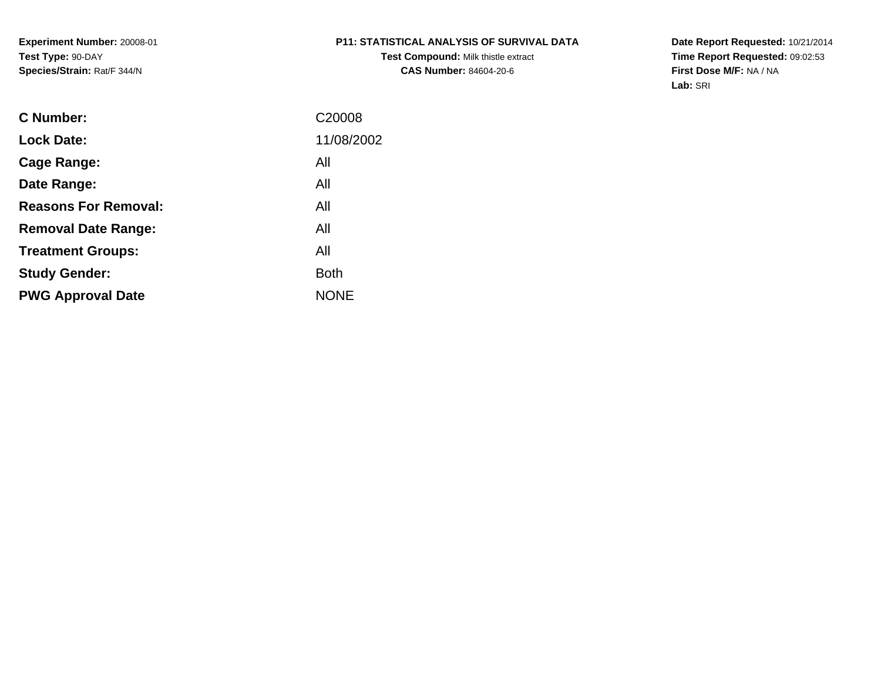**Experiment Number:** 20008-01
**Test Type:** 90-DAY
**Species/Strain:** Rat/F 344/N

**P11: STATISTICAL ANALYSIS OF SURVIVAL DATA**
**Test Compound:** Milk thistle extract
**CAS Number:** 84604-20-6

**Date Report Requested:** 10/21/2014
**Time Report Requested:** 09:02:53
**First Dose M/F:** NA / NA
**Lab:** SRI

| | |
|---|---|
| **C Number:** | C20008 |
| **Lock Date:** | 11/08/2002 |
| **Cage Range:** | All |
| **Date Range:** | All |
| **Reasons For Removal:** | All |
| **Removal Date Range:** | All |
| **Treatment Groups:** | All |
| **Study Gender:** | Both |
| **PWG Approval Date** | NONE |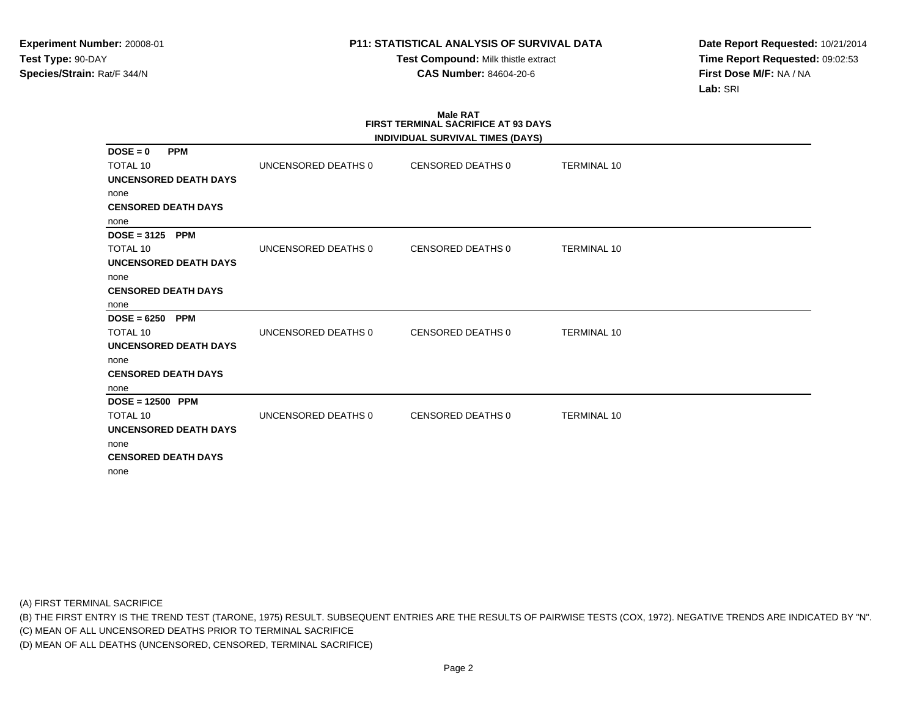**Experiment Number:** 20008-01
**Test Type:** 90-DAY
**Species/Strain:** Rat/F 344/N

**P11: STATISTICAL ANALYSIS OF SURVIVAL DATA**
**Test Compound:** Milk thistle extract
**CAS Number:** 84604-20-6

**Date Report Requested:** 10/21/2014
**Time Report Requested:** 09:02:53
**First Dose M/F:** NA / NA
**Lab:** SRI

**Male RAT**
**FIRST TERMINAL SACRIFICE AT 93 DAYS**

**INDIVIDUAL SURVIVAL TIMES (DAYS)**

**DOSE = 0 PPM**

| TOTAL 10 | UNCENSORED DEATHS 0 | CENSORED DEATHS 0 | TERMINAL 10 |
|---|---|---|---|

**UNCENSORED DEATH DAYS**
none
**CENSORED DEATH DAYS**
none

**DOSE = 3125 PPM**

| TOTAL 10 | UNCENSORED DEATHS 0 | CENSORED DEATHS 0 | TERMINAL 10 |
|---|---|---|---|

**UNCENSORED DEATH DAYS**
none
**CENSORED DEATH DAYS**
none

**DOSE = 6250 PPM**

| TOTAL 10 | UNCENSORED DEATHS 0 | CENSORED DEATHS 0 | TERMINAL 10 |
|---|---|---|---|

**UNCENSORED DEATH DAYS**
none
**CENSORED DEATH DAYS**
none

**DOSE = 12500 PPM**

| TOTAL 10 | UNCENSORED DEATHS 0 | CENSORED DEATHS 0 | TERMINAL 10 |
|---|---|---|---|

**UNCENSORED DEATH DAYS**
none
**CENSORED DEATH DAYS**
none

(A) FIRST TERMINAL SACRIFICE
(B) THE FIRST ENTRY IS THE TREND TEST (TARONE, 1975) RESULT. SUBSEQUENT ENTRIES ARE THE RESULTS OF PAIRWISE TESTS (COX, 1972). NEGATIVE TRENDS ARE INDICATED BY "N".
(C) MEAN OF ALL UNCENSORED DEATHS PRIOR TO TERMINAL SACRIFICE
(D) MEAN OF ALL DEATHS (UNCENSORED, CENSORED, TERMINAL SACRIFICE)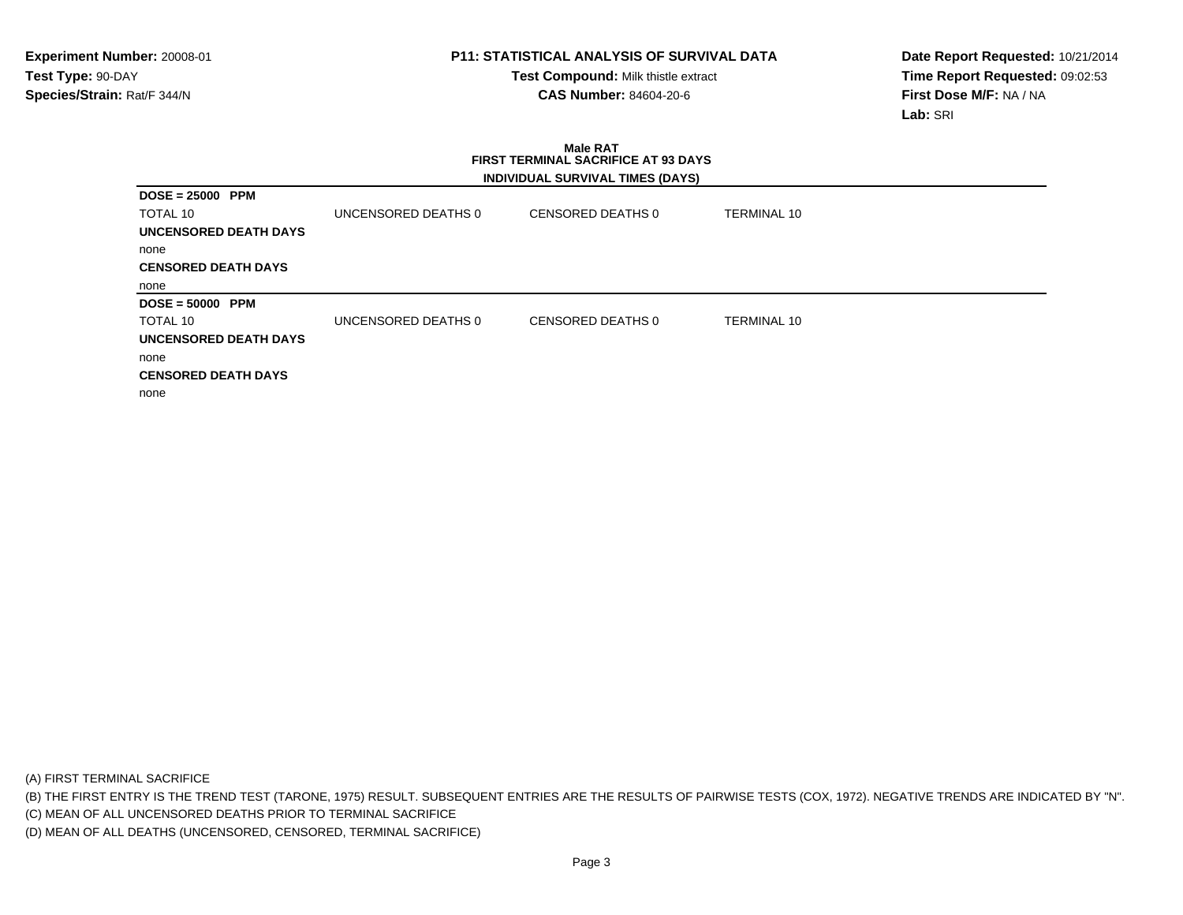**Experiment Number:** 20008-01
**Test Type:** 90-DAY
**Species/Strain:** Rat/F 344/N

**P11: STATISTICAL ANALYSIS OF SURVIVAL DATA**
**Test Compound:** Milk thistle extract
**CAS Number:** 84604-20-6

**Date Report Requested:** 10/21/2014
**Time Report Requested:** 09:02:53
**First Dose M/F:** NA / NA
**Lab:** SRI

**Male RAT**
**FIRST TERMINAL SACRIFICE AT 93 DAYS**
**INDIVIDUAL SURVIVAL TIMES (DAYS)**

**DOSE = 25000 PPM**

| TOTAL 10 | UNCENSORED DEATHS 0 | CENSORED DEATHS 0 | TERMINAL 10 |
|---|---|---|---|

**UNCENSORED DEATH DAYS**

none

**CENSORED DEATH DAYS**

none

**DOSE = 50000 PPM**

| TOTAL 10 | UNCENSORED DEATHS 0 | CENSORED DEATHS 0 | TERMINAL 10 |
|---|---|---|---|

**UNCENSORED DEATH DAYS**

none

**CENSORED DEATH DAYS**

none

(A) FIRST TERMINAL SACRIFICE
(B) THE FIRST ENTRY IS THE TREND TEST (TARONE, 1975) RESULT. SUBSEQUENT ENTRIES ARE THE RESULTS OF PAIRWISE TESTS (COX, 1972). NEGATIVE TRENDS ARE INDICATED BY "N".
(C) MEAN OF ALL UNCENSORED DEATHS PRIOR TO TERMINAL SACRIFICE
(D) MEAN OF ALL DEATHS (UNCENSORED, CENSORED, TERMINAL SACRIFICE)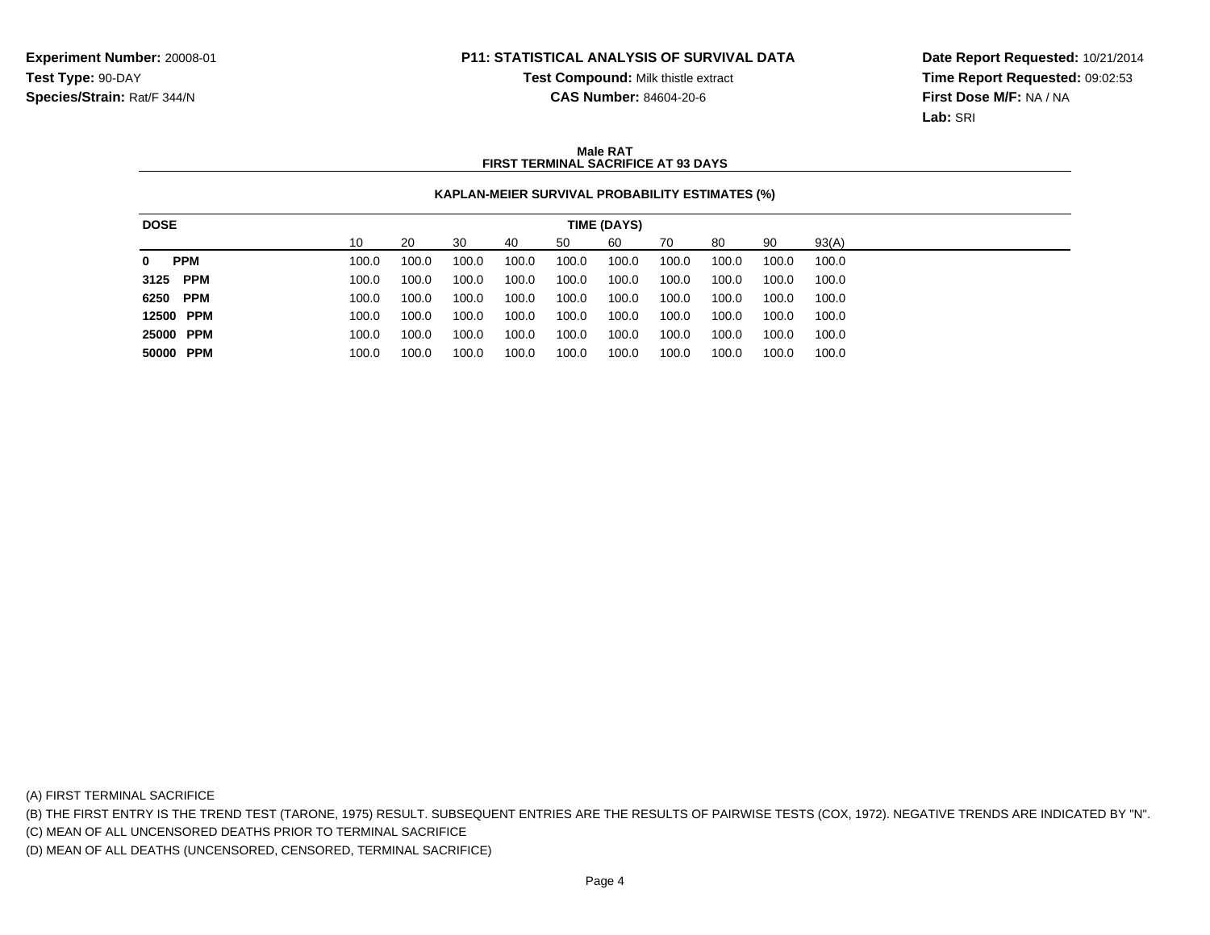**Experiment Number:** 20008-01
**Test Type:** 90-DAY
**Species/Strain:** Rat/F 344/N

**P11: STATISTICAL ANALYSIS OF SURVIVAL DATA**
**Test Compound:** Milk thistle extract
**CAS Number:** 84604-20-6

**Date Report Requested:** 10/21/2014
**Time Report Requested:** 09:02:53
**First Dose M/F:** NA / NA
**Lab:** SRI

**Male RAT**
**FIRST TERMINAL SACRIFICE AT 93 DAYS**

**KAPLAN-MEIER SURVIVAL PROBABILITY ESTIMATES (%)**

| DOSE | TIME (DAYS) | | | | | | | | | |
|---|---|---|---|---|---|---|---|---|---|---|
| | 10 | 20 | 30 | 40 | 50 | 60 | 70 | 80 | 90 | 93(A) |
| **0 PPM** | 100.0 | 100.0 | 100.0 | 100.0 | 100.0 | 100.0 | 100.0 | 100.0 | 100.0 | 100.0 |
| **3125 PPM** | 100.0 | 100.0 | 100.0 | 100.0 | 100.0 | 100.0 | 100.0 | 100.0 | 100.0 | 100.0 |
| **6250 PPM** | 100.0 | 100.0 | 100.0 | 100.0 | 100.0 | 100.0 | 100.0 | 100.0 | 100.0 | 100.0 |
| **12500 PPM** | 100.0 | 100.0 | 100.0 | 100.0 | 100.0 | 100.0 | 100.0 | 100.0 | 100.0 | 100.0 |
| **25000 PPM** | 100.0 | 100.0 | 100.0 | 100.0 | 100.0 | 100.0 | 100.0 | 100.0 | 100.0 | 100.0 |
| **50000 PPM** | 100.0 | 100.0 | 100.0 | 100.0 | 100.0 | 100.0 | 100.0 | 100.0 | 100.0 | 100.0 |

(A) FIRST TERMINAL SACRIFICE
(B) THE FIRST ENTRY IS THE TREND TEST (TARONE, 1975) RESULT. SUBSEQUENT ENTRIES ARE THE RESULTS OF PAIRWISE TESTS (COX, 1972). NEGATIVE TRENDS ARE INDICATED BY "N".
(C) MEAN OF ALL UNCENSORED DEATHS PRIOR TO TERMINAL SACRIFICE
(D) MEAN OF ALL DEATHS (UNCENSORED, CENSORED, TERMINAL SACRIFICE)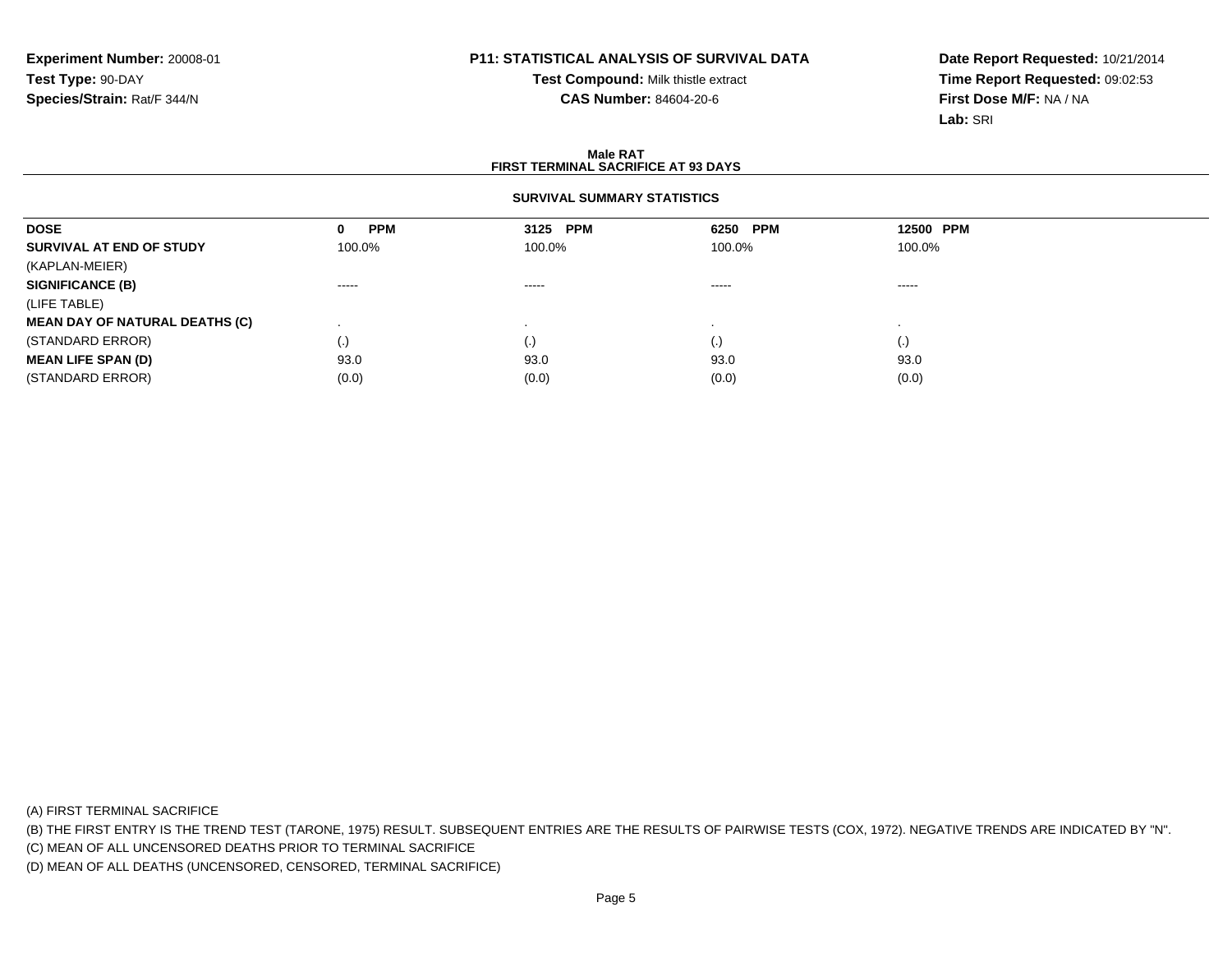**Experiment Number:** 20008-01
**Test Type:** 90-DAY
**Species/Strain:** Rat/F 344/N

**P11: STATISTICAL ANALYSIS OF SURVIVAL DATA**
**Test Compound:** Milk thistle extract
**CAS Number:** 84604-20-6

**Date Report Requested:** 10/21/2014
**Time Report Requested:** 09:02:53
**First Dose M/F:** NA / NA
**Lab:** SRI

**Male RAT**
**FIRST TERMINAL SACRIFICE AT 93 DAYS**

**SURVIVAL SUMMARY STATISTICS**

| DOSE | 0 PPM | 3125 PPM | 6250 PPM | 12500 PPM |
|---|---|---|---|---|
| **SURVIVAL AT END OF STUDY** | 100.0% | 100.0% | 100.0% | 100.0% |
| (KAPLAN-MEIER) | | | | |
| **SIGNIFICANCE (B)** | ----- | ----- | ----- | ----- |
| (LIFE TABLE) | | | | |
| **MEAN DAY OF NATURAL DEATHS (C)** | . | . | . | . |
| (STANDARD ERROR) | (.) | (.) | (.) | (.) |
| **MEAN LIFE SPAN (D)** | 93.0 | 93.0 | 93.0 | 93.0 |
| (STANDARD ERROR) | (0.0) | (0.0) | (0.0) | (0.0) |

(A) FIRST TERMINAL SACRIFICE
(B) THE FIRST ENTRY IS THE TREND TEST (TARONE, 1975) RESULT. SUBSEQUENT ENTRIES ARE THE RESULTS OF PAIRWISE TESTS (COX, 1972). NEGATIVE TRENDS ARE INDICATED BY "N".
(C) MEAN OF ALL UNCENSORED DEATHS PRIOR TO TERMINAL SACRIFICE
(D) MEAN OF ALL DEATHS (UNCENSORED, CENSORED, TERMINAL SACRIFICE)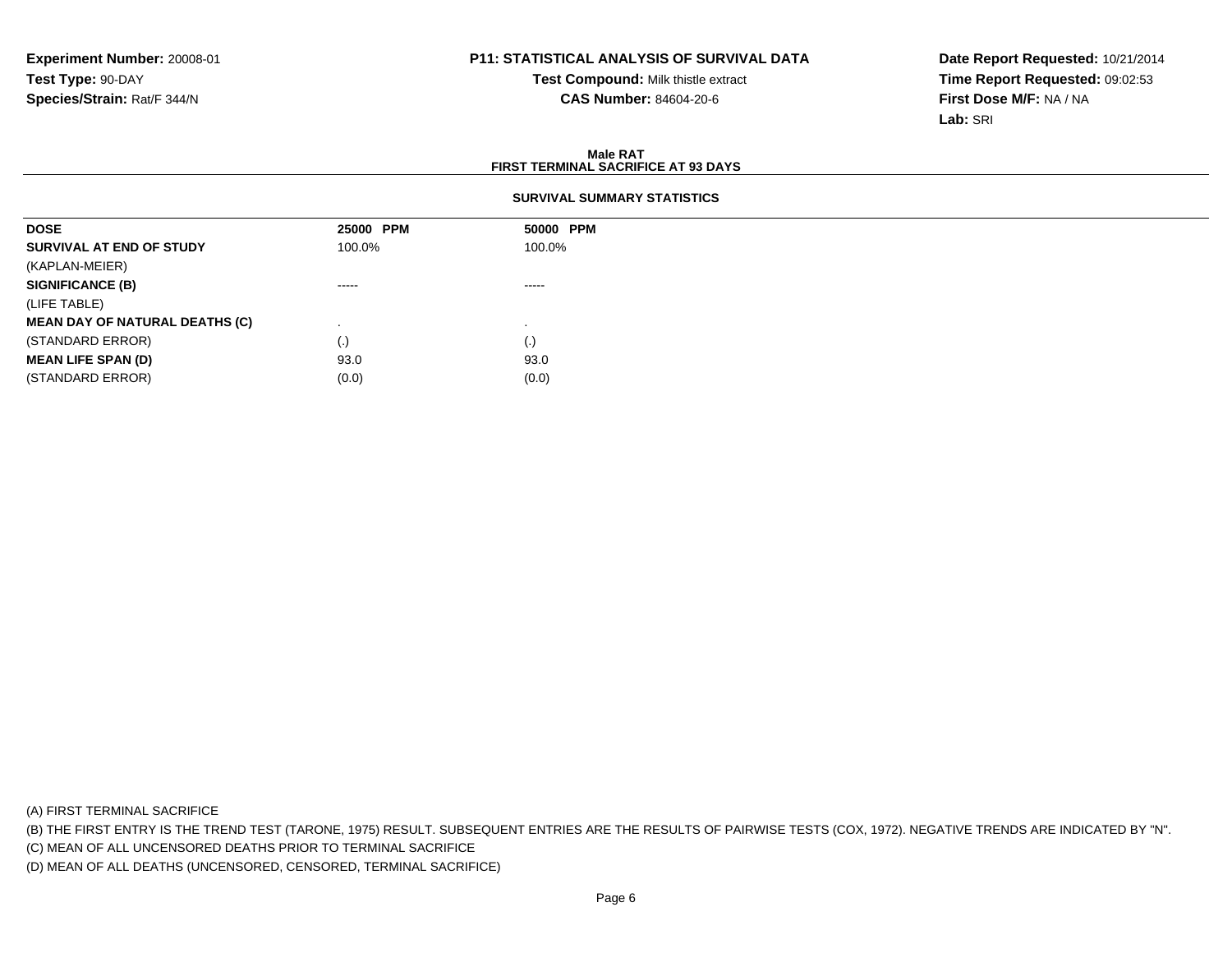**Experiment Number:** 20008-01
**Test Type:** 90-DAY
**Species/Strain:** Rat/F 344/N

**P11: STATISTICAL ANALYSIS OF SURVIVAL DATA**
**Test Compound:** Milk thistle extract
**CAS Number:** 84604-20-6

**Date Report Requested:** 10/21/2014
**Time Report Requested:** 09:02:53
**First Dose M/F:** NA / NA
**Lab:** SRI

**Male RAT**
**FIRST TERMINAL SACRIFICE AT 93 DAYS**

**SURVIVAL SUMMARY STATISTICS**

| DOSE | 25000 PPM | 50000 PPM |
|---|---|---|
| **SURVIVAL AT END OF STUDY** | 100.0% | 100.0% |
| (KAPLAN-MEIER) | | |
| **SIGNIFICANCE (B)** | ----- | ----- |
| (LIFE TABLE) | | |
| **MEAN DAY OF NATURAL DEATHS (C)** | . | . |
| (STANDARD ERROR) | (.) | (.) |
| **MEAN LIFE SPAN (D)** | 93.0 | 93.0 |
| (STANDARD ERROR) | (0.0) | (0.0) |

(A) FIRST TERMINAL SACRIFICE
(B) THE FIRST ENTRY IS THE TREND TEST (TARONE, 1975) RESULT. SUBSEQUENT ENTRIES ARE THE RESULTS OF PAIRWISE TESTS (COX, 1972). NEGATIVE TRENDS ARE INDICATED BY "N".
(C) MEAN OF ALL UNCENSORED DEATHS PRIOR TO TERMINAL SACRIFICE
(D) MEAN OF ALL DEATHS (UNCENSORED, CENSORED, TERMINAL SACRIFICE)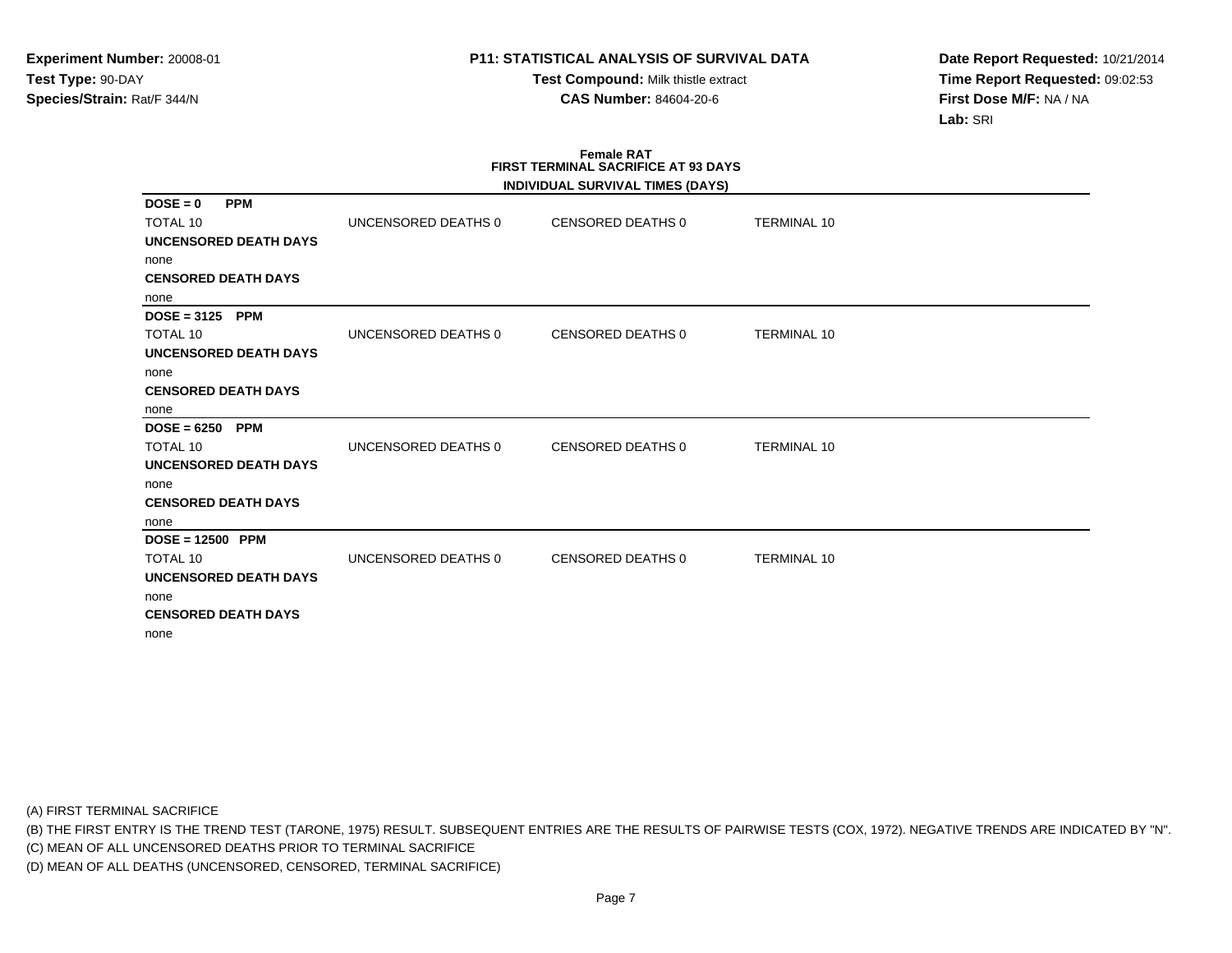**Experiment Number:** 20008-01
**Test Type:** 90-DAY
**Species/Strain:** Rat/F 344/N

**P11: STATISTICAL ANALYSIS OF SURVIVAL DATA**
**Test Compound:** Milk thistle extract
**CAS Number:** 84604-20-6

**Date Report Requested:** 10/21/2014
**Time Report Requested:** 09:02:53
**First Dose M/F:** NA / NA
**Lab:** SRI

**Female RAT**
**FIRST TERMINAL SACRIFICE AT 93 DAYS**
**INDIVIDUAL SURVIVAL TIMES (DAYS)**

**DOSE = 0 PPM**

| TOTAL 10 | UNCENSORED DEATHS 0 | CENSORED DEATHS 0 | TERMINAL 10 |
|---|---|---|---|

**UNCENSORED DEATH DAYS**

none

**CENSORED DEATH DAYS**

none

**DOSE = 3125 PPM**

| TOTAL 10 | UNCENSORED DEATHS 0 | CENSORED DEATHS 0 | TERMINAL 10 |
|---|---|---|---|

**UNCENSORED DEATH DAYS**

none

**CENSORED DEATH DAYS**

none

**DOSE = 6250 PPM**

| TOTAL 10 | UNCENSORED DEATHS 0 | CENSORED DEATHS 0 | TERMINAL 10 |
|---|---|---|---|

**UNCENSORED DEATH DAYS**

none

**CENSORED DEATH DAYS**

none

**DOSE = 12500 PPM**

| TOTAL 10 | UNCENSORED DEATHS 0 | CENSORED DEATHS 0 | TERMINAL 10 |
|---|---|---|---|

**UNCENSORED DEATH DAYS**

none

**CENSORED DEATH DAYS**

none

(A) FIRST TERMINAL SACRIFICE
(B) THE FIRST ENTRY IS THE TREND TEST (TARONE, 1975) RESULT. SUBSEQUENT ENTRIES ARE THE RESULTS OF PAIRWISE TESTS (COX, 1972). NEGATIVE TRENDS ARE INDICATED BY "N".
(C) MEAN OF ALL UNCENSORED DEATHS PRIOR TO TERMINAL SACRIFICE
(D) MEAN OF ALL DEATHS (UNCENSORED, CENSORED, TERMINAL SACRIFICE)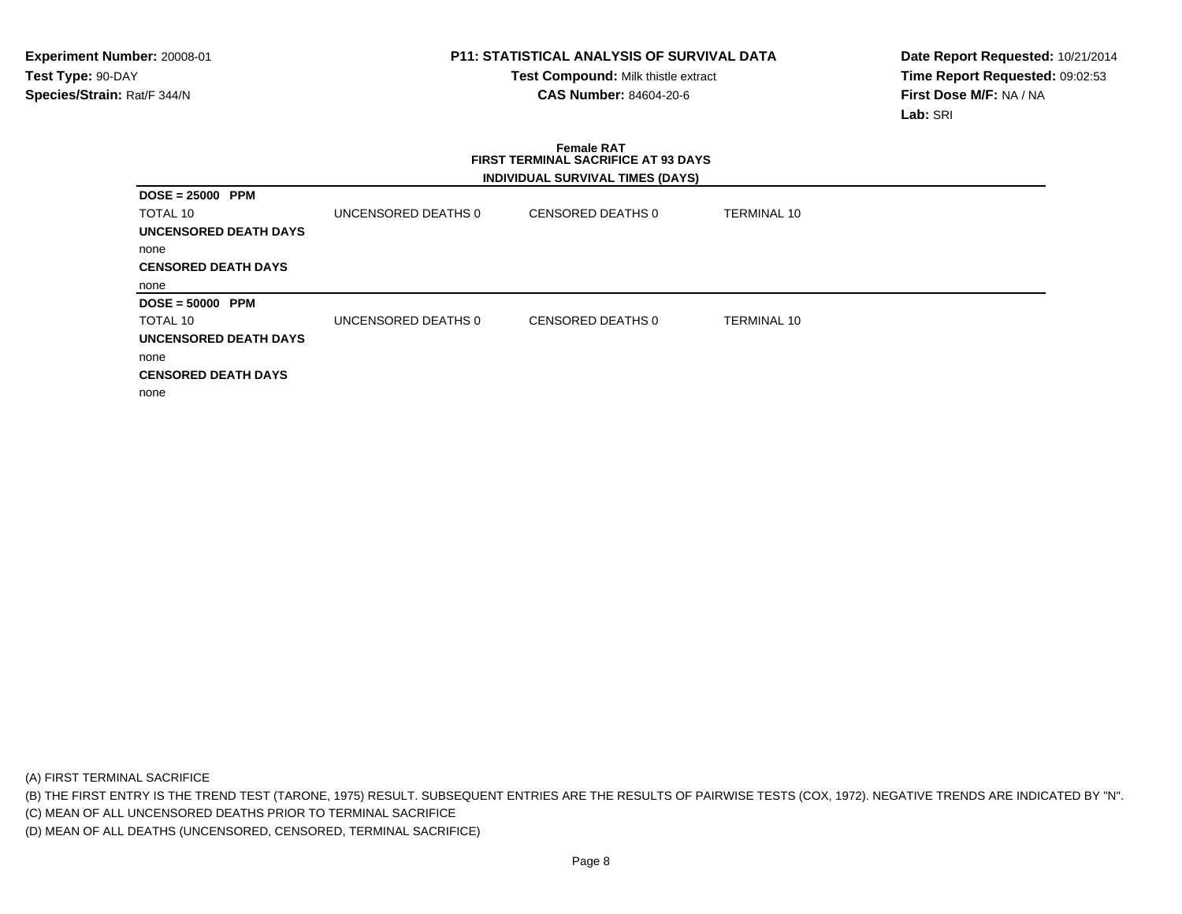**Experiment Number:** 20008-01
**Test Type:** 90-DAY
**Species/Strain:** Rat/F 344/N

**P11: STATISTICAL ANALYSIS OF SURVIVAL DATA**
**Test Compound:** Milk thistle extract
**CAS Number:** 84604-20-6

**Date Report Requested:** 10/21/2014
**Time Report Requested:** 09:02:53
**First Dose M/F:** NA / NA
**Lab:** SRI

**Female RAT**
**FIRST TERMINAL SACRIFICE AT 93 DAYS**
**INDIVIDUAL SURVIVAL TIMES (DAYS)**

**DOSE = 25000 PPM**

| TOTAL 10 | UNCENSORED DEATHS 0 | CENSORED DEATHS 0 | TERMINAL 10 |
|---|---|---|---|

**UNCENSORED DEATH DAYS**

none

**CENSORED DEATH DAYS**

none

**DOSE = 50000 PPM**

| TOTAL 10 | UNCENSORED DEATHS 0 | CENSORED DEATHS 0 | TERMINAL 10 |
|---|---|---|---|

**UNCENSORED DEATH DAYS**

none

**CENSORED DEATH DAYS**

none

(A) FIRST TERMINAL SACRIFICE
(B) THE FIRST ENTRY IS THE TREND TEST (TARONE, 1975) RESULT. SUBSEQUENT ENTRIES ARE THE RESULTS OF PAIRWISE TESTS (COX, 1972). NEGATIVE TRENDS ARE INDICATED BY "N".
(C) MEAN OF ALL UNCENSORED DEATHS PRIOR TO TERMINAL SACRIFICE
(D) MEAN OF ALL DEATHS (UNCENSORED, CENSORED, TERMINAL SACRIFICE)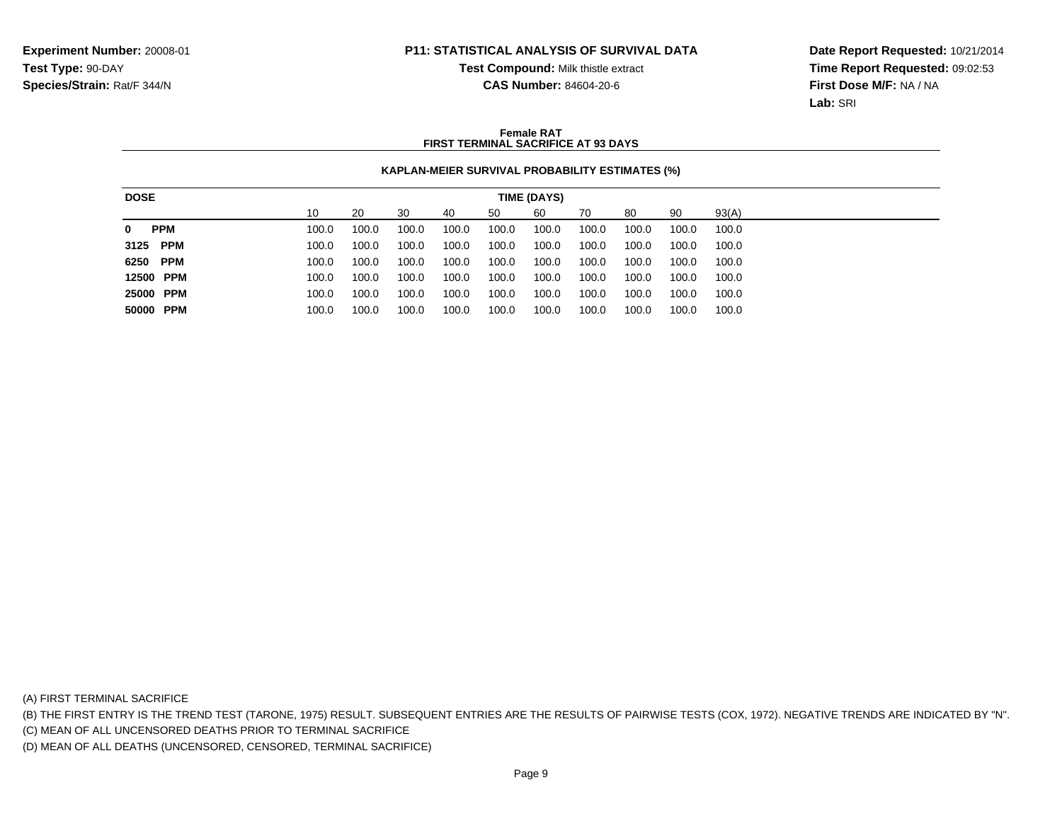**Experiment Number:** 20008-01
**Test Type:** 90-DAY
**Species/Strain:** Rat/F 344/N

**P11: STATISTICAL ANALYSIS OF SURVIVAL DATA**
**Test Compound:** Milk thistle extract
**CAS Number:** 84604-20-6

**Date Report Requested:** 10/21/2014
**Time Report Requested:** 09:02:53
**First Dose M/F:** NA / NA
**Lab:** SRI

**Female RAT**
**FIRST TERMINAL SACRIFICE AT 93 DAYS**

**KAPLAN-MEIER SURVIVAL PROBABILITY ESTIMATES (%)**

| DOSE | TIME (DAYS) | | | | | | | | | |
|---|---|---|---|---|---|---|---|---|---|---|
| | 10 | 20 | 30 | 40 | 50 | 60 | 70 | 80 | 90 | 93(A) |
| **0 PPM** | 100.0 | 100.0 | 100.0 | 100.0 | 100.0 | 100.0 | 100.0 | 100.0 | 100.0 | 100.0 |
| **3125 PPM** | 100.0 | 100.0 | 100.0 | 100.0 | 100.0 | 100.0 | 100.0 | 100.0 | 100.0 | 100.0 |
| **6250 PPM** | 100.0 | 100.0 | 100.0 | 100.0 | 100.0 | 100.0 | 100.0 | 100.0 | 100.0 | 100.0 |
| **12500 PPM** | 100.0 | 100.0 | 100.0 | 100.0 | 100.0 | 100.0 | 100.0 | 100.0 | 100.0 | 100.0 |
| **25000 PPM** | 100.0 | 100.0 | 100.0 | 100.0 | 100.0 | 100.0 | 100.0 | 100.0 | 100.0 | 100.0 |
| **50000 PPM** | 100.0 | 100.0 | 100.0 | 100.0 | 100.0 | 100.0 | 100.0 | 100.0 | 100.0 | 100.0 |

(A) FIRST TERMINAL SACRIFICE
(B) THE FIRST ENTRY IS THE TREND TEST (TARONE, 1975) RESULT. SUBSEQUENT ENTRIES ARE THE RESULTS OF PAIRWISE TESTS (COX, 1972). NEGATIVE TRENDS ARE INDICATED BY "N".
(C) MEAN OF ALL UNCENSORED DEATHS PRIOR TO TERMINAL SACRIFICE
(D) MEAN OF ALL DEATHS (UNCENSORED, CENSORED, TERMINAL SACRIFICE)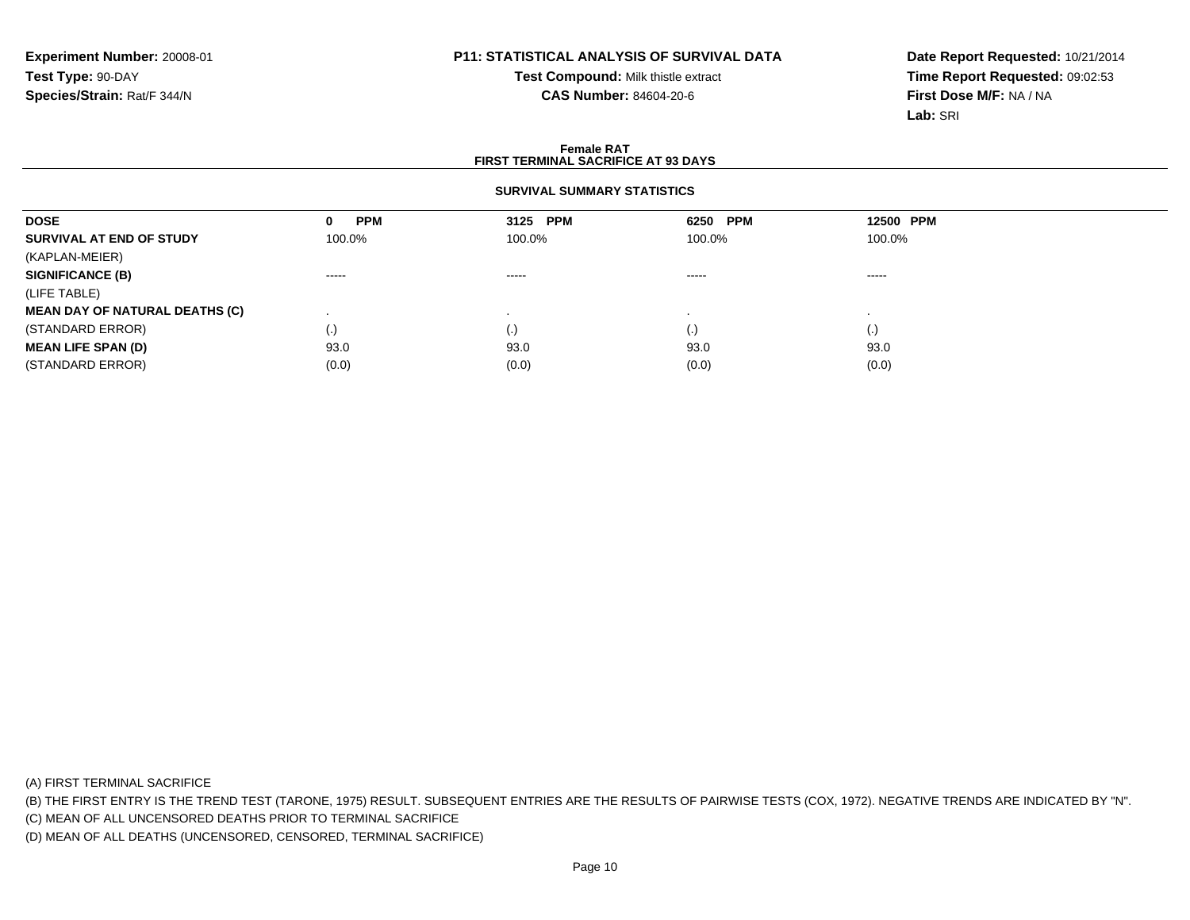**Experiment Number:** 20008-01
**Test Type:** 90-DAY
**Species/Strain:** Rat/F 344/N

**P11: STATISTICAL ANALYSIS OF SURVIVAL DATA**
**Test Compound:** Milk thistle extract
**CAS Number:** 84604-20-6

**Date Report Requested:** 10/21/2014
**Time Report Requested:** 09:02:53
**First Dose M/F:** NA / NA
**Lab:** SRI

**Female RAT**
**FIRST TERMINAL SACRIFICE AT 93 DAYS**

**SURVIVAL SUMMARY STATISTICS**

| **DOSE** | **0 PPM** | **3125 PPM** | **6250 PPM** | **12500 PPM** |
|---|---|---|---|---|
| **SURVIVAL AT END OF STUDY** | 100.0% | 100.0% | 100.0% | 100.0% |
| (KAPLAN-MEIER) | | | | |
| **SIGNIFICANCE (B)** | ----- | ----- | ----- | ----- |
| (LIFE TABLE) | | | | |
| **MEAN DAY OF NATURAL DEATHS (C)** | . | . | . | . |
| (STANDARD ERROR) | (.) | (.) | (.) | (.) |
| **MEAN LIFE SPAN (D)** | 93.0 | 93.0 | 93.0 | 93.0 |
| (STANDARD ERROR) | (0.0) | (0.0) | (0.0) | (0.0) |

(A) FIRST TERMINAL SACRIFICE
(B) THE FIRST ENTRY IS THE TREND TEST (TARONE, 1975) RESULT. SUBSEQUENT ENTRIES ARE THE RESULTS OF PAIRWISE TESTS (COX, 1972). NEGATIVE TRENDS ARE INDICATED BY "N".
(C) MEAN OF ALL UNCENSORED DEATHS PRIOR TO TERMINAL SACRIFICE
(D) MEAN OF ALL DEATHS (UNCENSORED, CENSORED, TERMINAL SACRIFICE)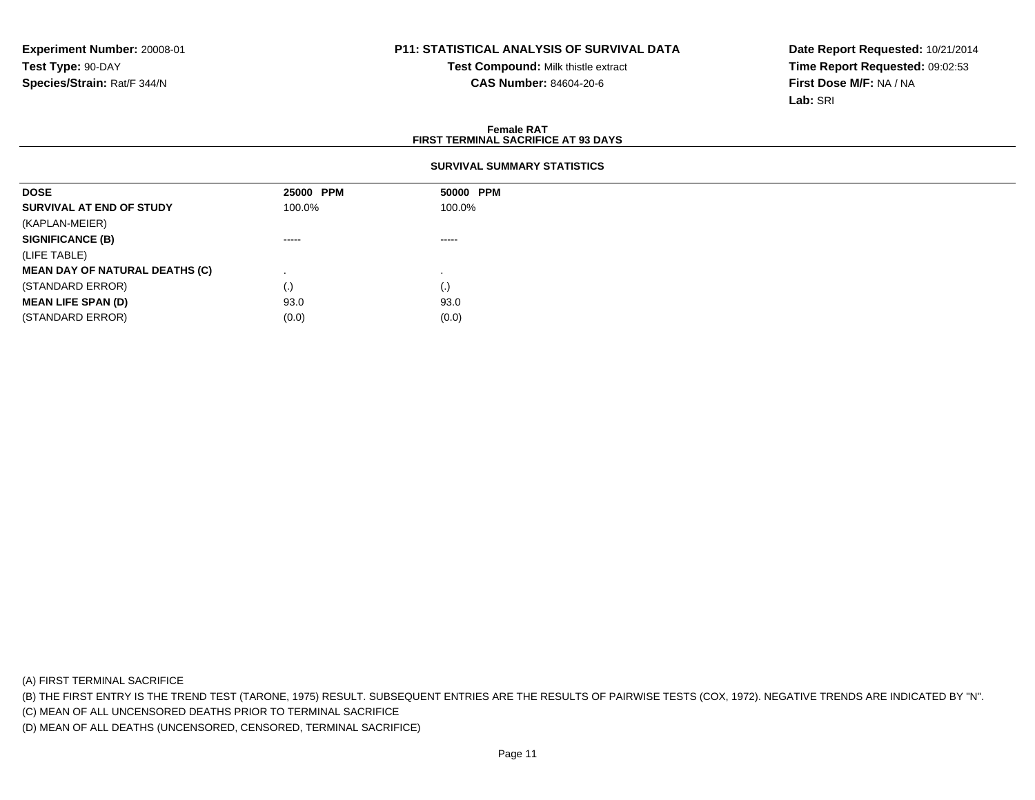**Experiment Number:** 20008-01
**Test Type:** 90-DAY
**Species/Strain:** Rat/F 344/N

**P11: STATISTICAL ANALYSIS OF SURVIVAL DATA**
**Test Compound:** Milk thistle extract
**CAS Number:** 84604-20-6

**Date Report Requested:** 10/21/2014
**Time Report Requested:** 09:02:53
**First Dose M/F:** NA / NA
**Lab:** SRI

**Female RAT**
**FIRST TERMINAL SACRIFICE AT 93 DAYS**

**SURVIVAL SUMMARY STATISTICS**

| **DOSE** | **25000 PPM** | **50000 PPM** |
|---|---|---|
| **SURVIVAL AT END OF STUDY** | 100.0% | 100.0% |
| (KAPLAN-MEIER) | | |
| **SIGNIFICANCE (B)** | ----- | ----- |
| (LIFE TABLE) | | |
| **MEAN DAY OF NATURAL DEATHS (C)** | . | . |
| (STANDARD ERROR) | (.) | (.) |
| **MEAN LIFE SPAN (D)** | 93.0 | 93.0 |
| (STANDARD ERROR) | (0.0) | (0.0) |

(A) FIRST TERMINAL SACRIFICE
(B) THE FIRST ENTRY IS THE TREND TEST (TARONE, 1975) RESULT. SUBSEQUENT ENTRIES ARE THE RESULTS OF PAIRWISE TESTS (COX, 1972). NEGATIVE TRENDS ARE INDICATED BY "N".
(C) MEAN OF ALL UNCENSORED DEATHS PRIOR TO TERMINAL SACRIFICE
(D) MEAN OF ALL DEATHS (UNCENSORED, CENSORED, TERMINAL SACRIFICE)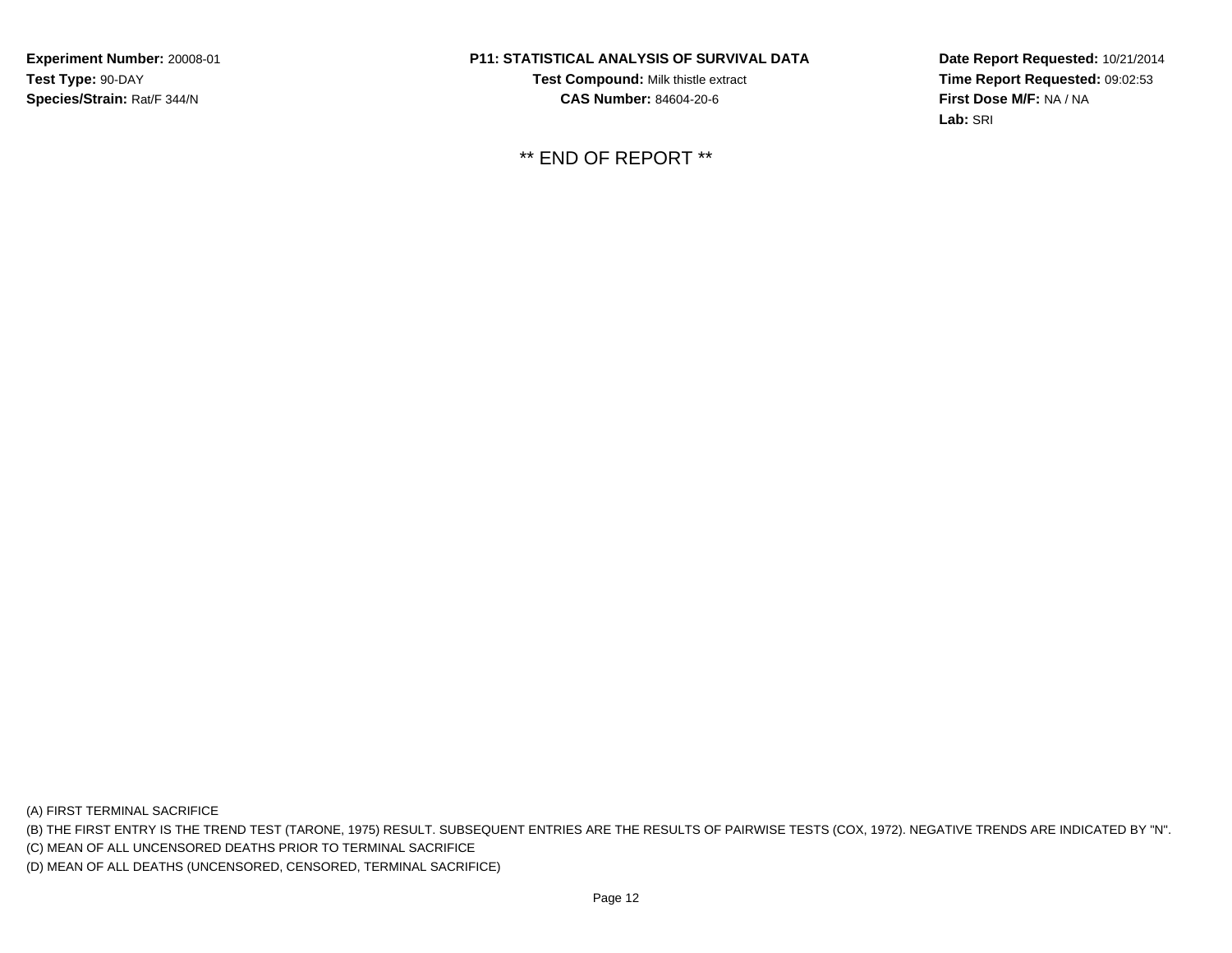**Experiment Number:** 20008-01
**Test Type:** 90-DAY
**Species/Strain:** Rat/F 344/N

**P11: STATISTICAL ANALYSIS OF SURVIVAL DATA**
**Test Compound:** Milk thistle extract
**CAS Number:** 84604-20-6

**Date Report Requested:** 10/21/2014
**Time Report Requested:** 09:02:53
**First Dose M/F:** NA / NA
**Lab:** SRI

** END OF REPORT **

(A) FIRST TERMINAL SACRIFICE
(B) THE FIRST ENTRY IS THE TREND TEST (TARONE, 1975) RESULT. SUBSEQUENT ENTRIES ARE THE RESULTS OF PAIRWISE TESTS (COX, 1972). NEGATIVE TRENDS ARE INDICATED BY "N".
(C) MEAN OF ALL UNCENSORED DEATHS PRIOR TO TERMINAL SACRIFICE
(D) MEAN OF ALL DEATHS (UNCENSORED, CENSORED, TERMINAL SACRIFICE)